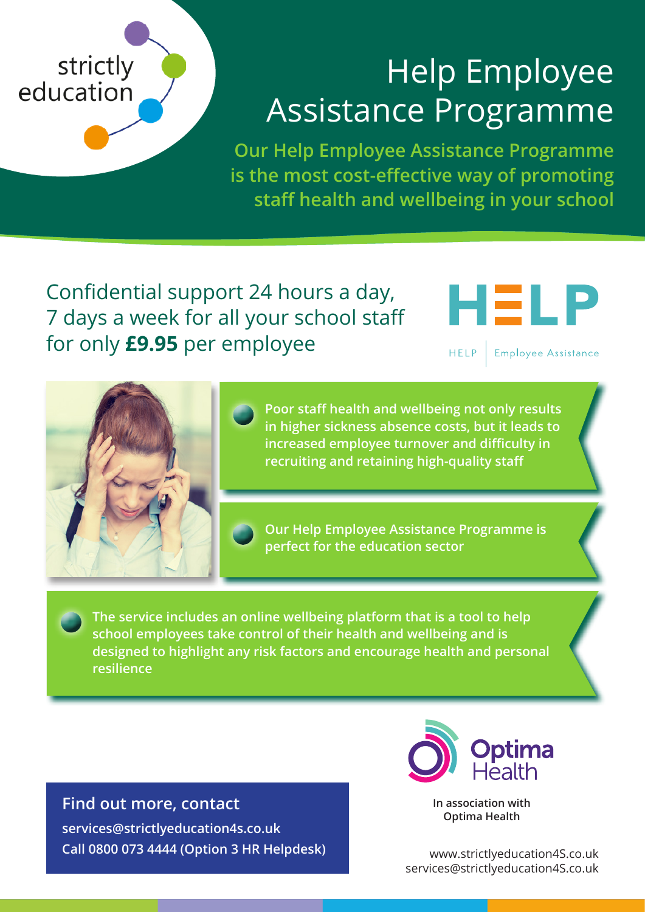strictly education

# Help Employee Assistance Programme

**Our Help Employee Assistance Programme is the most cost-effective way of promoting staff health and wellbeing in your school**

## Confidential support 24 hours a day, 7 days a week for all your school staff for only **£9.95** per employee

HELP

HELP | Employee Assistance

- **Poor staff health and wellbeing not only results in higher sickness absence costs, but it leads to increased employee turnover and difficulty in recruiting and retaining high-quality staff**
- **Our Help Employee Assistance Programme is perfect for the education sector**
- **The service includes an online wellbeing platform that is a tool to help school employees take control of their health and wellbeing and is designed to highlight any risk factors and encourage health and personal resilience**

### Find out more, contact

**services@strictlyeducation4s.co.uk**
**Call 0800 073 4444 (Option 3 HR Helpdesk)**

Optima Health

**In association with Optima Health**

www.strictlyeducation4S.co.uk
services@strictlyeducation4S.co.uk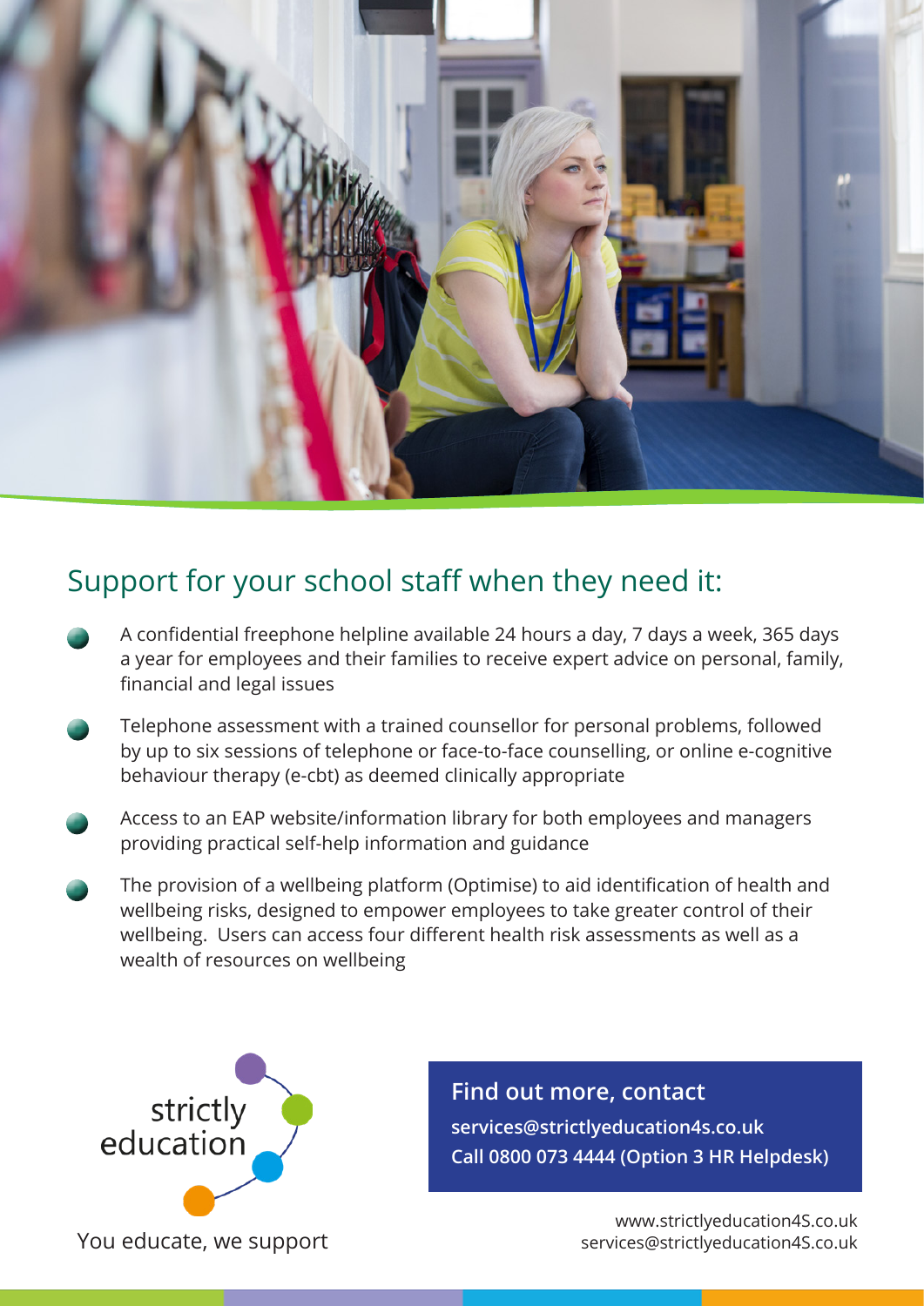## Support for your school staff when they need it:

- A confidential freephone helpline available 24 hours a day, 7 days a week, 365 days a year for employees and their families to receive expert advice on personal, family, financial and legal issues
- Telephone assessment with a trained counsellor for personal problems, followed by up to six sessions of telephone or face-to-face counselling, or online e-cognitive behaviour therapy (e-cbt) as deemed clinically appropriate
- Access to an EAP website/information library for both employees and managers providing practical self-help information and guidance
- The provision of a wellbeing platform (Optimise) to aid identification of health and wellbeing risks, designed to empower employees to take greater control of their wellbeing. Users can access four different health risk assessments as well as a wealth of resources on wellbeing

strictly education

You educate, we support

**Find out more, contact**

**services@strictlyeducation4s.co.uk**

**Call 0800 073 4444 (Option 3 HR Helpdesk)**

www.strictlyeducation4S.co.uk
services@strictlyeducation4S.co.uk